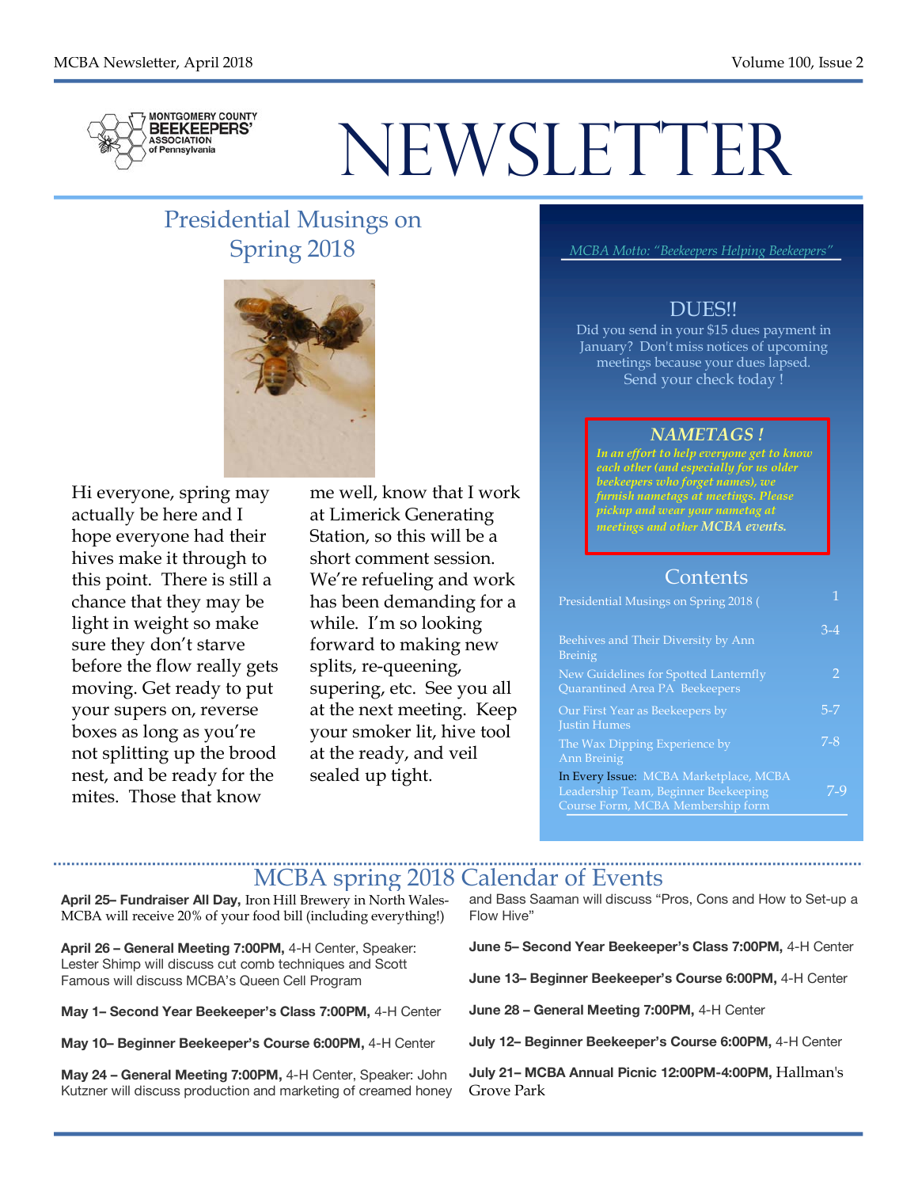MONTGOMERY COUNTY BEEKEEPERS' ASSOCIATION of Pennsylvania

# NEWSLETTER

## Presidential Musings on Spring 2018

Hi everyone, spring may actually be here and I hope everyone had their hives make it through to this point. There is still a chance that they may be light in weight so make sure they don't starve before the flow really gets moving. Get ready to put your supers on, reverse boxes as long as you're not splitting up the brood nest, and be ready for the mites. Those that know me well, know that I work at Limerick Generating Station, so this will be a short comment session. We're refueling and work has been demanding for a while. I'm so looking forward to making new splits, re-queening, supering, etc. See you all at the next meeting. Keep your smoker lit, hive tool at the ready, and veil sealed up tight.

*MCBA Motto: "Beekeepers Helping Beekeepers"*

### DUES!!

Did you send in your $15 dues payment in January? Don't miss notices of upcoming meetings because your dues lapsed. Send your check today !

### *NAMETAGS !*

*In an effort to help everyone get to know each other (and especially for us older beekeepers who forget names), we furnish nametags at meetings. Please pickup and wear your nametag at meetings and other MCBA events.*

### Contents

| | |
|---|---|
| Presidential Musings on Spring 2018 ( | 1 |
| Beehives and Their Diversity by Ann Breinig | 3-4 |
| New Guidelines for Spotted Lanternfly Quarantined Area PA Beekeepers | 2 |
| Our First Year as Beekeepers by Justin Humes | 5-7 |
| The Wax Dipping Experience by Ann Breinig | 7-8 |
| In Every Issue: MCBA Marketplace, MCBA Leadership Team, Beginner Beekeeping Course Form, MCBA Membership form | 7-9 |

## MCBA spring 2018 Calendar of Events

**April 25– Fundraiser All Day,** Iron Hill Brewery in North Wales- MCBA will receive 20% of your food bill (including everything!)

**April 26 – General Meeting 7:00PM,** 4-H Center, Speaker: Lester Shimp will discuss cut comb techniques and Scott Famous will discuss MCBA's Queen Cell Program

**May 1– Second Year Beekeeper's Class 7:00PM,** 4-H Center

**May 10– Beginner Beekeeper's Course 6:00PM,** 4-H Center

**May 24 – General Meeting 7:00PM,** 4-H Center, Speaker: John Kutzner will discuss production and marketing of creamed honey and Bass Saaman will discuss "Pros, Cons and How to Set-up a Flow Hive"

**June 5– Second Year Beekeeper's Class 7:00PM,** 4-H Center

**June 13– Beginner Beekeeper's Course 6:00PM,** 4-H Center

**June 28 – General Meeting 7:00PM,** 4-H Center

**July 12– Beginner Beekeeper's Course 6:00PM,** 4-H Center

**July 21– MCBA Annual Picnic 12:00PM-4:00PM,** Hallman's Grove Park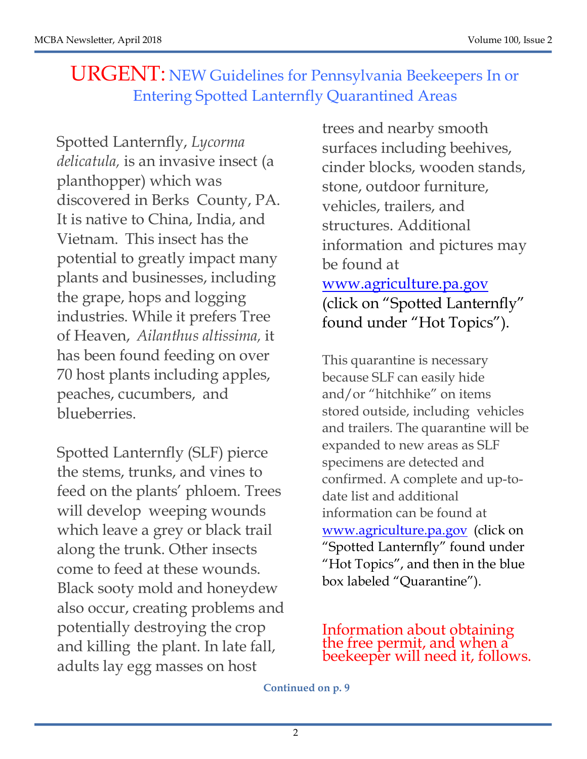# URGENT: NEW Guidelines for Pennsylvania Beekeepers In or Entering Spotted Lanternfly Quarantined Areas

Spotted Lanternfly, *Lycorma delicatula,* is an invasive insect (a planthopper) which was discovered in Berks County, PA. It is native to China, India, and Vietnam. This insect has the potential to greatly impact many plants and businesses, including the grape, hops and logging industries. While it prefers Tree of Heaven, *Ailanthus altissima,* it has been found feeding on over 70 host plants including apples, peaches, cucumbers, and blueberries.

Spotted Lanternfly (SLF) pierce the stems, trunks, and vines to feed on the plants' phloem. Trees will develop weeping wounds which leave a grey or black trail along the trunk. Other insects come to feed at these wounds. Black sooty mold and honeydew also occur, creating problems and potentially destroying the crop and killing the plant. In late fall, adults lay egg masses on host trees and nearby smooth surfaces including beehives, cinder blocks, wooden stands, stone, outdoor furniture, vehicles, trailers, and structures. Additional information and pictures may be found at [www.agriculture.pa.gov](http://www.agriculture.pa.gov) (click on "Spotted Lanternfly" found under "Hot Topics").

This quarantine is necessary because SLF can easily hide and/or "hitchhike" on items stored outside, including vehicles and trailers. The quarantine will be expanded to new areas as SLF specimens are detected and confirmed. A complete and up-to-date list and additional information can be found at [www.agriculture.pa.gov](http://www.agriculture.pa.gov) (click on "Spotted Lanternfly" found under "Hot Topics", and then in the blue box labeled "Quarantine").

Information about obtaining the free permit, and when a beekeeper will need it, follows.

**Continued on p. 9**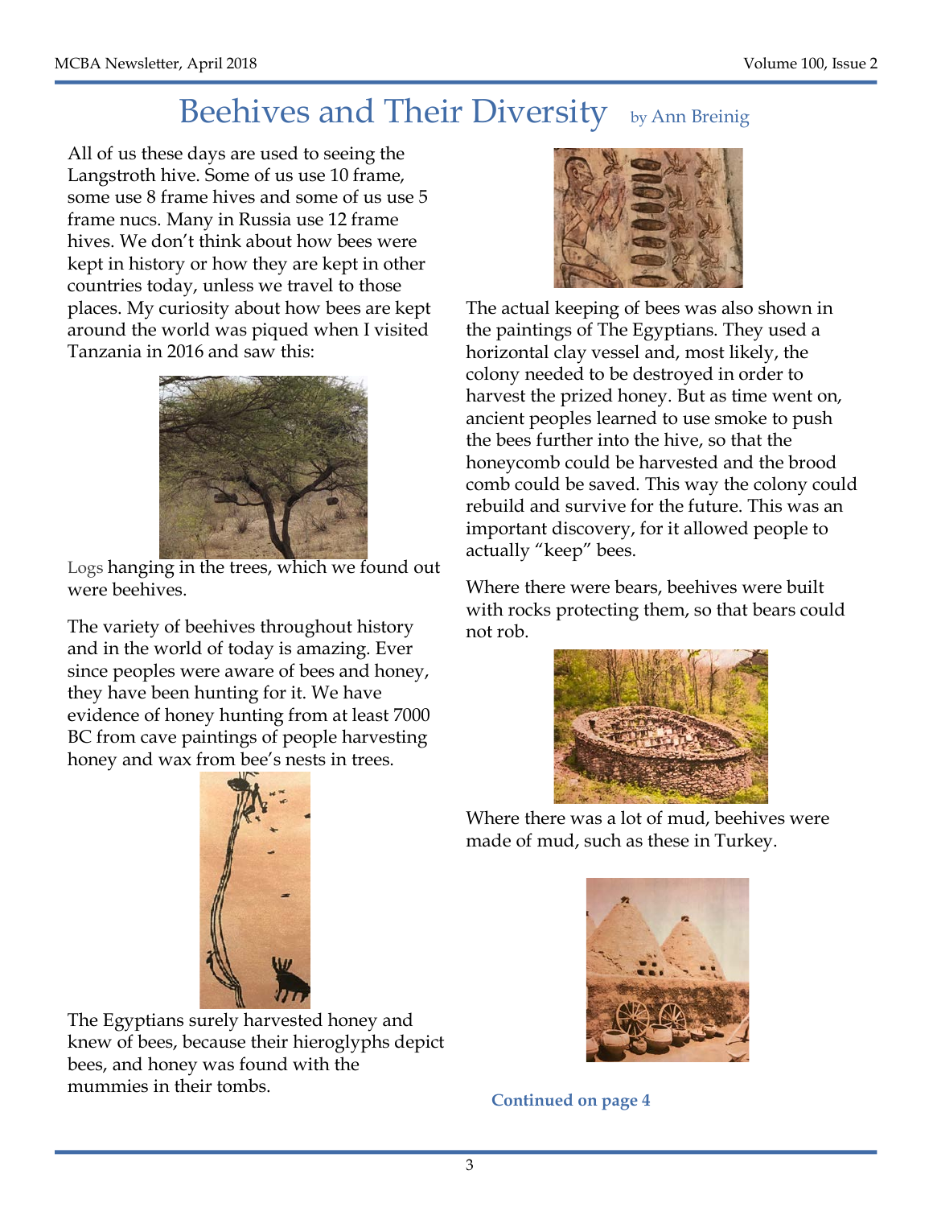# Beehives and Their Diversity

by Ann Breinig

All of us these days are used to seeing the Langstroth hive. Some of us use 10 frame, some use 8 frame hives and some of us use 5 frame nucs. Many in Russia use 12 frame hives. We don't think about how bees were kept in history or how they are kept in other countries today, unless we travel to those places. My curiosity about how bees are kept around the world was piqued when I visited Tanzania in 2016 and saw this:

Logs hanging in the trees, which we found out were beehives.

The variety of beehives throughout history and in the world of today is amazing. Ever since peoples were aware of bees and honey, they have been hunting for it. We have evidence of honey hunting from at least 7000 BC from cave paintings of people harvesting honey and wax from bee's nests in trees.

The Egyptians surely harvested honey and knew of bees, because their hieroglyphs depict bees, and honey was found with the mummies in their tombs.

The actual keeping of bees was also shown in the paintings of The Egyptians. They used a horizontal clay vessel and, most likely, the colony needed to be destroyed in order to harvest the prized honey. But as time went on, ancient peoples learned to use smoke to push the bees further into the hive, so that the honeycomb could be harvested and the brood comb could be saved. This way the colony could rebuild and survive for the future. This was an important discovery, for it allowed people to actually "keep" bees.

Where there were bears, beehives were built with rocks protecting them, so that bears could not rob.

Where there was a lot of mud, beehives were made of mud, such as these in Turkey.

**Continued on page 4**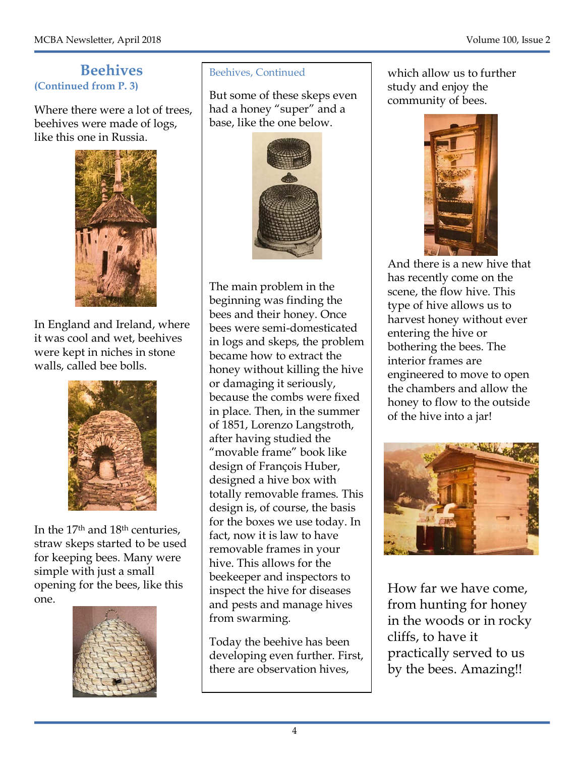## Beehives

**(Continued from P. 3)**

Where there were a lot of trees, beehives were made of logs, like this one in Russia.

In England and Ireland, where it was cool and wet, beehives were kept in niches in stone walls, called bee bolls.

In the 17th and 18th centuries, straw skeps started to be used for keeping bees. Many were simple with just a small opening for the bees, like this one.

### Beehives, Continued

But some of these skeps even had a honey "super" and a base, like the one below.

The main problem in the beginning was finding the bees and their honey. Once bees were semi-domesticated in logs and skeps, the problem became how to extract the honey without killing the hive or damaging it seriously, because the combs were fixed in place. Then, in the summer of 1851, Lorenzo Langstroth, after having studied the "movable frame" book like design of François Huber, designed a hive box with totally removable frames. This design is, of course, the basis for the boxes we use today. In fact, now it is law to have removable frames in your hive. This allows for the beekeeper and inspectors to inspect the hive for diseases and pests and manage hives from swarming.

Today the beehive has been developing even further. First, there are observation hives, which allow us to further study and enjoy the community of bees.

And there is a new hive that has recently come on the scene, the flow hive. This type of hive allows us to harvest honey without ever entering the hive or bothering the bees. The interior frames are engineered to move to open the chambers and allow the honey to flow to the outside of the hive into a jar!

How far we have come, from hunting for honey in the woods or in rocky cliffs, to have it practically served to us by the bees. Amazing!!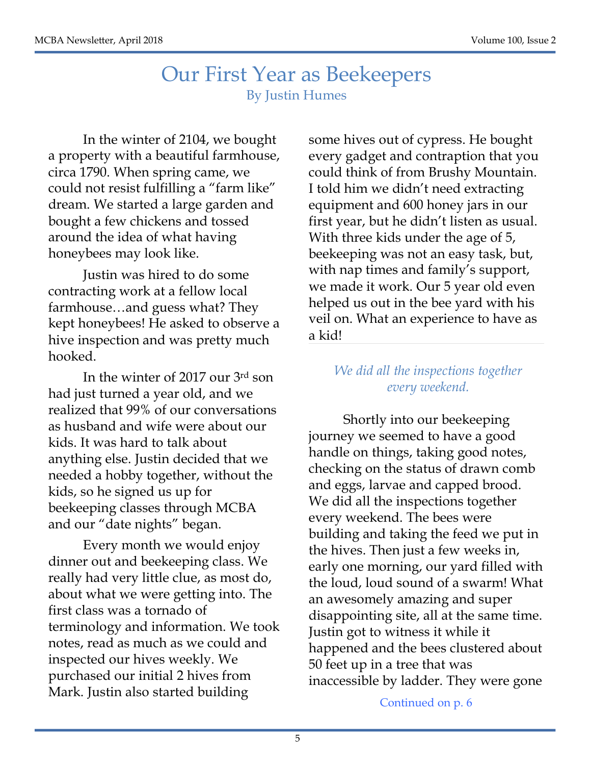# Our First Year as Beekeepers

By Justin Humes

In the winter of 2104, we bought a property with a beautiful farmhouse, circa 1790. When spring came, we could not resist fulfilling a "farm like" dream. We started a large garden and bought a few chickens and tossed around the idea of what having honeybees may look like.

Justin was hired to do some contracting work at a fellow local farmhouse…and guess what? They kept honeybees! He asked to observe a hive inspection and was pretty much hooked.

In the winter of 2017 our 3rd son had just turned a year old, and we realized that 99% of our conversations as husband and wife were about our kids. It was hard to talk about anything else. Justin decided that we needed a hobby together, without the kids, so he signed us up for beekeeping classes through MCBA and our "date nights" began.

Every month we would enjoy dinner out and beekeeping class. We really had very little clue, as most do, about what we were getting into. The first class was a tornado of terminology and information. We took notes, read as much as we could and inspected our hives weekly. We purchased our initial 2 hives from Mark. Justin also started building some hives out of cypress. He bought every gadget and contraption that you could think of from Brushy Mountain. I told him we didn't need extracting equipment and 600 honey jars in our first year, but he didn't listen as usual. With three kids under the age of 5, beekeeping was not an easy task, but, with nap times and family's support, we made it work. Our 5 year old even helped us out in the bee yard with his veil on. What an experience to have as a kid!

*We did all the inspections together every weekend.*

Shortly into our beekeeping journey we seemed to have a good handle on things, taking good notes, checking on the status of drawn comb and eggs, larvae and capped brood. We did all the inspections together every weekend. The bees were building and taking the feed we put in the hives. Then just a few weeks in, early one morning, our yard filled with the loud, loud sound of a swarm! What an awesomely amazing and super disappointing site, all at the same time. Justin got to witness it while it happened and the bees clustered about 50 feet up in a tree that was inaccessible by ladder. They were gone

Continued on p. 6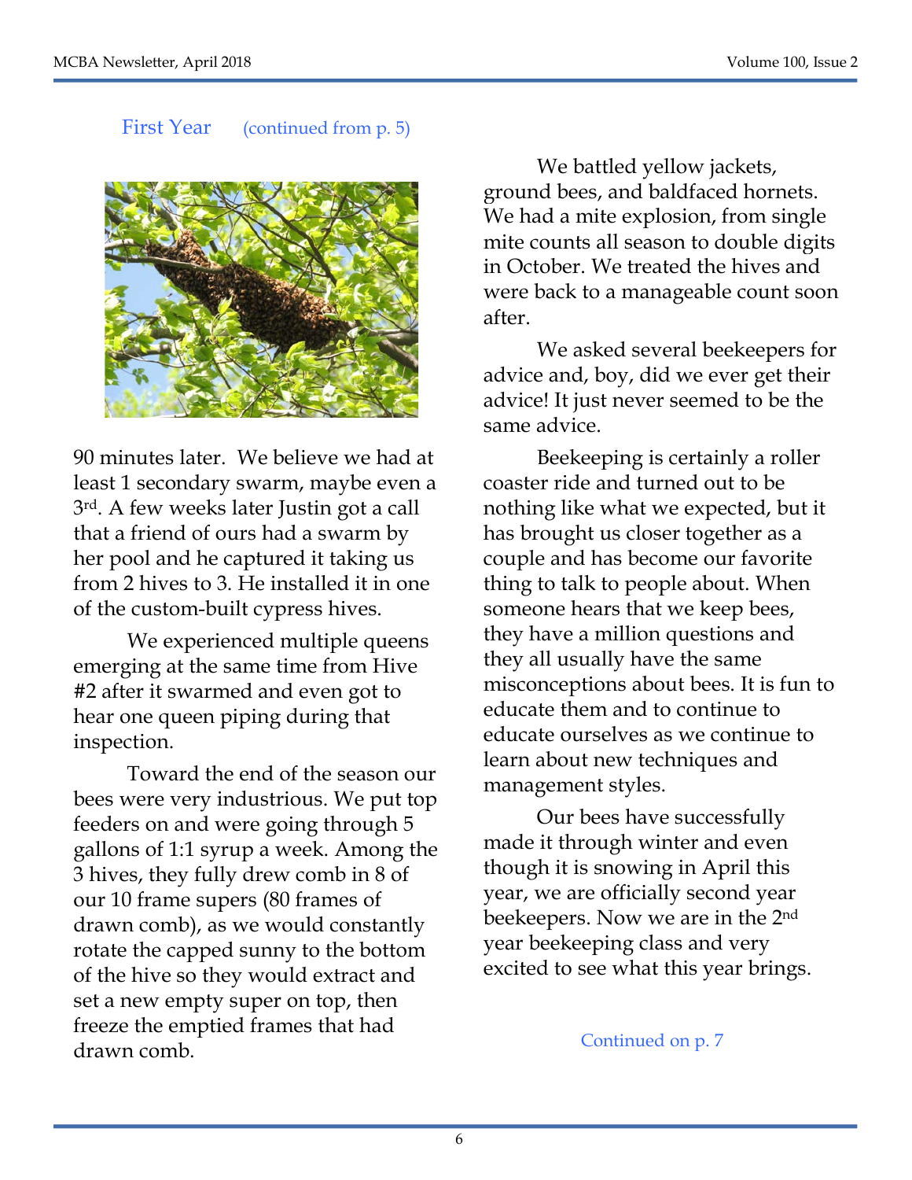## First Year (continued from p. 5)

90 minutes later. We believe we had at least 1 secondary swarm, maybe even a 3rd. A few weeks later Justin got a call that a friend of ours had a swarm by her pool and he captured it taking us from 2 hives to 3. He installed it in one of the custom-built cypress hives.

We experienced multiple queens emerging at the same time from Hive #2 after it swarmed and even got to hear one queen piping during that inspection.

Toward the end of the season our bees were very industrious. We put top feeders on and were going through 5 gallons of 1:1 syrup a week. Among the 3 hives, they fully drew comb in 8 of our 10 frame supers (80 frames of drawn comb), as we would constantly rotate the capped sunny to the bottom of the hive so they would extract and set a new empty super on top, then freeze the emptied frames that had drawn comb.

We battled yellow jackets, ground bees, and baldfaced hornets. We had a mite explosion, from single mite counts all season to double digits in October. We treated the hives and were back to a manageable count soon after.

We asked several beekeepers for advice and, boy, did we ever get their advice! It just never seemed to be the same advice.

Beekeeping is certainly a roller coaster ride and turned out to be nothing like what we expected, but it has brought us closer together as a couple and has become our favorite thing to talk to people about. When someone hears that we keep bees, they have a million questions and they all usually have the same misconceptions about bees. It is fun to educate them and to continue to educate ourselves as we continue to learn about new techniques and management styles.

Our bees have successfully made it through winter and even though it is snowing in April this year, we are officially second year beekeepers. Now we are in the 2nd year beekeeping class and very excited to see what this year brings.

Continued on p. 7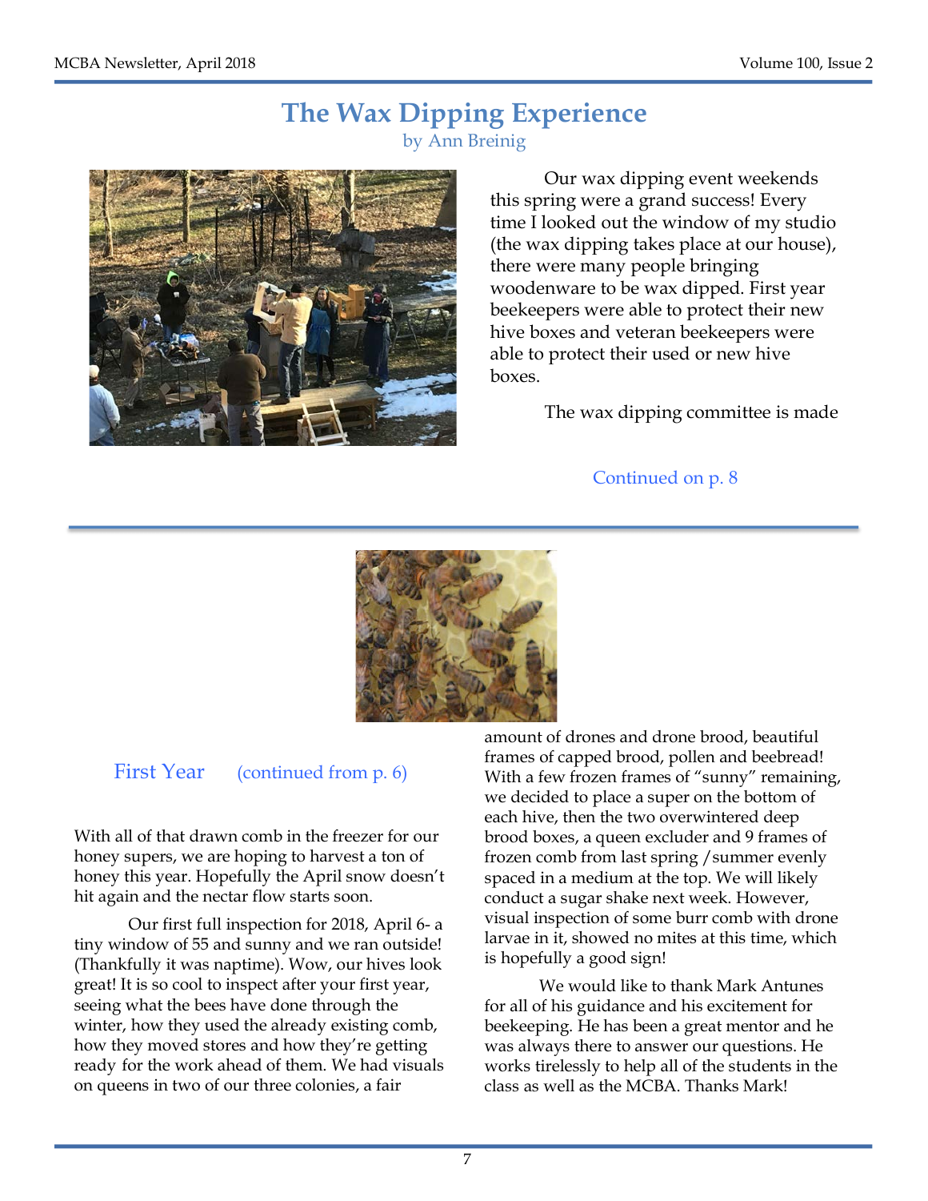# The Wax Dipping Experience

by Ann Breinig

Our wax dipping event weekends this spring were a grand success! Every time I looked out the window of my studio (the wax dipping takes place at our house), there were many people bringing woodenware to be wax dipped. First year beekeepers were able to protect their new hive boxes and veteran beekeepers were able to protect their used or new hive boxes.

The wax dipping committee is made

Continued on p. 8

---

## First Year (continued from p. 6)

With all of that drawn comb in the freezer for our honey supers, we are hoping to harvest a ton of honey this year. Hopefully the April snow doesn't hit again and the nectar flow starts soon.

Our first full inspection for 2018, April 6- a tiny window of 55 and sunny and we ran outside! (Thankfully it was naptime). Wow, our hives look great! It is so cool to inspect after your first year, seeing what the bees have done through the winter, how they used the already existing comb, how they moved stores and how they're getting ready for the work ahead of them. We had visuals on queens in two of our three colonies, a fair amount of drones and drone brood, beautiful frames of capped brood, pollen and beebread! With a few frozen frames of "sunny" remaining, we decided to place a super on the bottom of each hive, then the two overwintered deep brood boxes, a queen excluder and 9 frames of frozen comb from last spring /summer evenly spaced in a medium at the top. We will likely conduct a sugar shake next week. However, visual inspection of some burr comb with drone larvae in it, showed no mites at this time, which is hopefully a good sign!

We would like to thank Mark Antunes for all of his guidance and his excitement for beekeeping. He has been a great mentor and he was always there to answer our questions. He works tirelessly to help all of the students in the class as well as the MCBA. Thanks Mark!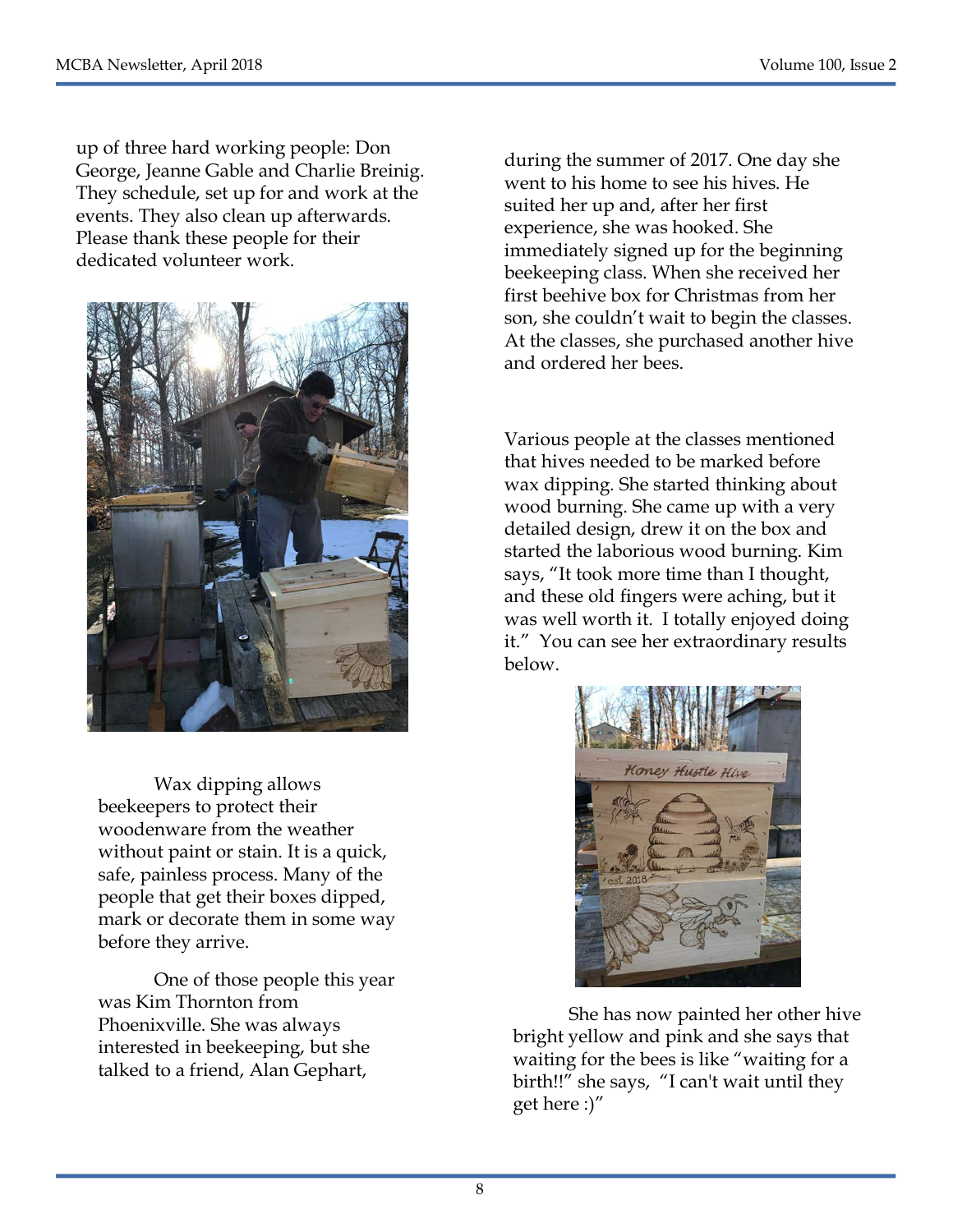up of three hard working people: Don George, Jeanne Gable and Charlie Breinig. They schedule, set up for and work at the events. They also clean up afterwards. Please thank these people for their dedicated volunteer work.

Wax dipping allows beekeepers to protect their woodenware from the weather without paint or stain. It is a quick, safe, painless process. Many of the people that get their boxes dipped, mark or decorate them in some way before they arrive.

One of those people this year was Kim Thornton from Phoenixville. She was always interested in beekeeping, but she talked to a friend, Alan Gephart, during the summer of 2017. One day she went to his home to see his hives. He suited her up and, after her first experience, she was hooked. She immediately signed up for the beginning beekeeping class. When she received her first beehive box for Christmas from her son, she couldn't wait to begin the classes. At the classes, she purchased another hive and ordered her bees.

Various people at the classes mentioned that hives needed to be marked before wax dipping. She started thinking about wood burning. She came up with a very detailed design, drew it on the box and started the laborious wood burning. Kim says, "It took more time than I thought, and these old fingers were aching, but it was well worth it. I totally enjoyed doing it." You can see her extraordinary results below.

She has now painted her other hive bright yellow and pink and she says that waiting for the bees is like "waiting for a birth!!" she says, "I can't wait until they get here :)"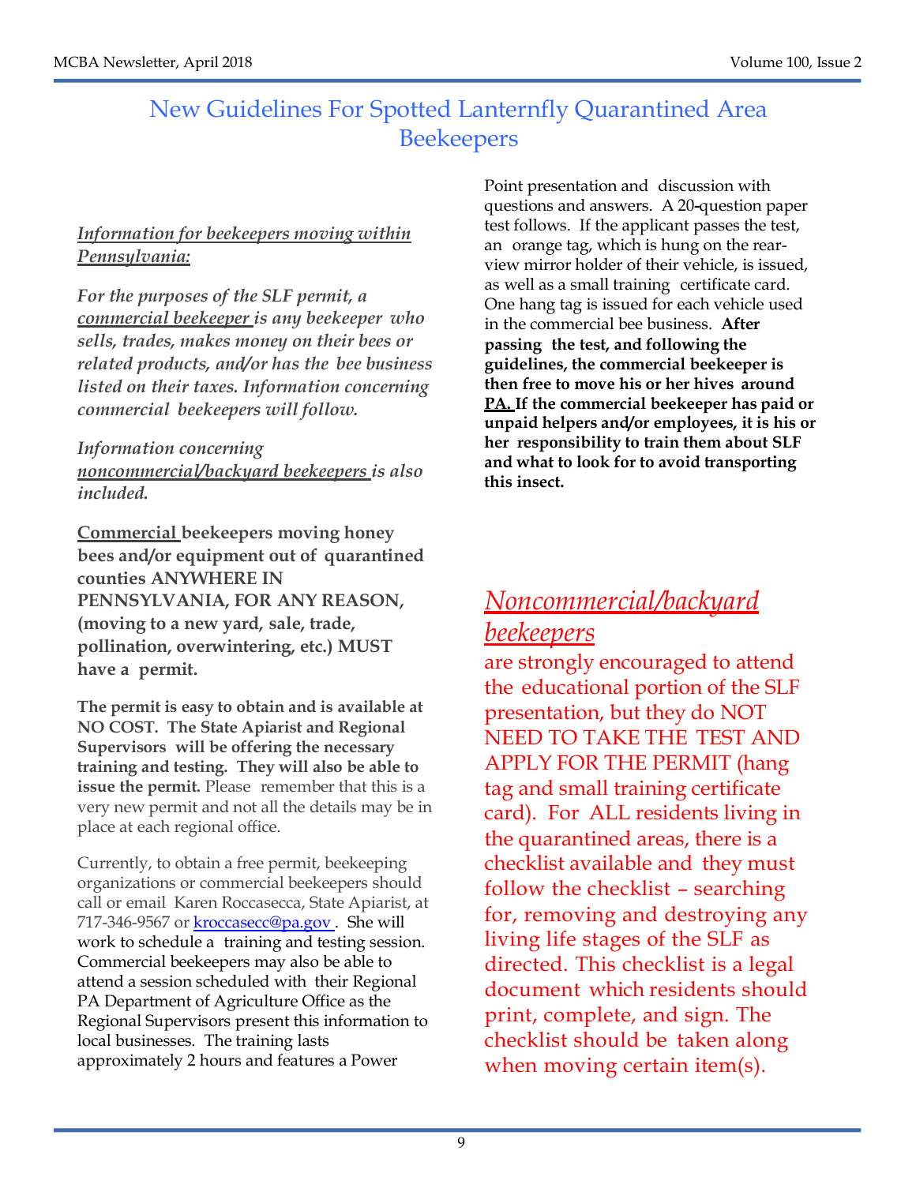# New Guidelines For Spotted Lanternfly Quarantined Area Beekeepers

***Information for beekeepers moving within Pennsylvania:***

*For the purposes of the SLF permit, a commercial beekeeper is any beekeeper who sells, trades, makes money on their bees or related products, and/or has the bee business listed on their taxes. Information concerning commercial beekeepers will follow.*

*Information concerning noncommercial/backyard beekeepers is also included.*

**Commercial beekeepers moving honey bees and/or equipment out of quarantined counties ANYWHERE IN PENNSYLVANIA, FOR ANY REASON, (moving to a new yard, sale, trade, pollination, overwintering, etc.) MUST have a permit.**

**The permit is easy to obtain and is available at NO COST. The State Apiarist and Regional Supervisors will be offering the necessary training and testing. They will also be able to issue the permit.** Please remember that this is a very new permit and not all the details may be in place at each regional office.

Currently, to obtain a free permit, beekeeping organizations or commercial beekeepers should call or email Karen Roccasecca, State Apiarist, at 717-346-9567 or kroccasecc@pa.gov. She will work to schedule a training and testing session. Commercial beekeepers may also be able to attend a session scheduled with their Regional PA Department of Agriculture Office as the Regional Supervisors present this information to local businesses. The training lasts approximately 2 hours and features a Power Point presentation and discussion with questions and answers. A 20-question paper test follows. If the applicant passes the test, an orange tag, which is hung on the rear-view mirror holder of their vehicle, is issued, as well as a small training certificate card. One hang tag is issued for each vehicle used in the commercial bee business. **After passing the test, and following the guidelines, the commercial beekeeper is then free to move his or her hives around PA. If the commercial beekeeper has paid or unpaid helpers and/or employees, it is his or her responsibility to train them about SLF and what to look for to avoid transporting this insect.**

## *Noncommercial/backyard beekeepers*

are strongly encouraged to attend the educational portion of the SLF presentation, but they do NOT NEED TO TAKE THE TEST AND APPLY FOR THE PERMIT (hang tag and small training certificate card). For ALL residents living in the quarantined areas, there is a checklist available and they must follow the checklist – searching for, removing and destroying any living life stages of the SLF as directed. This checklist is a legal document which residents should print, complete, and sign. The checklist should be taken along when moving certain item(s).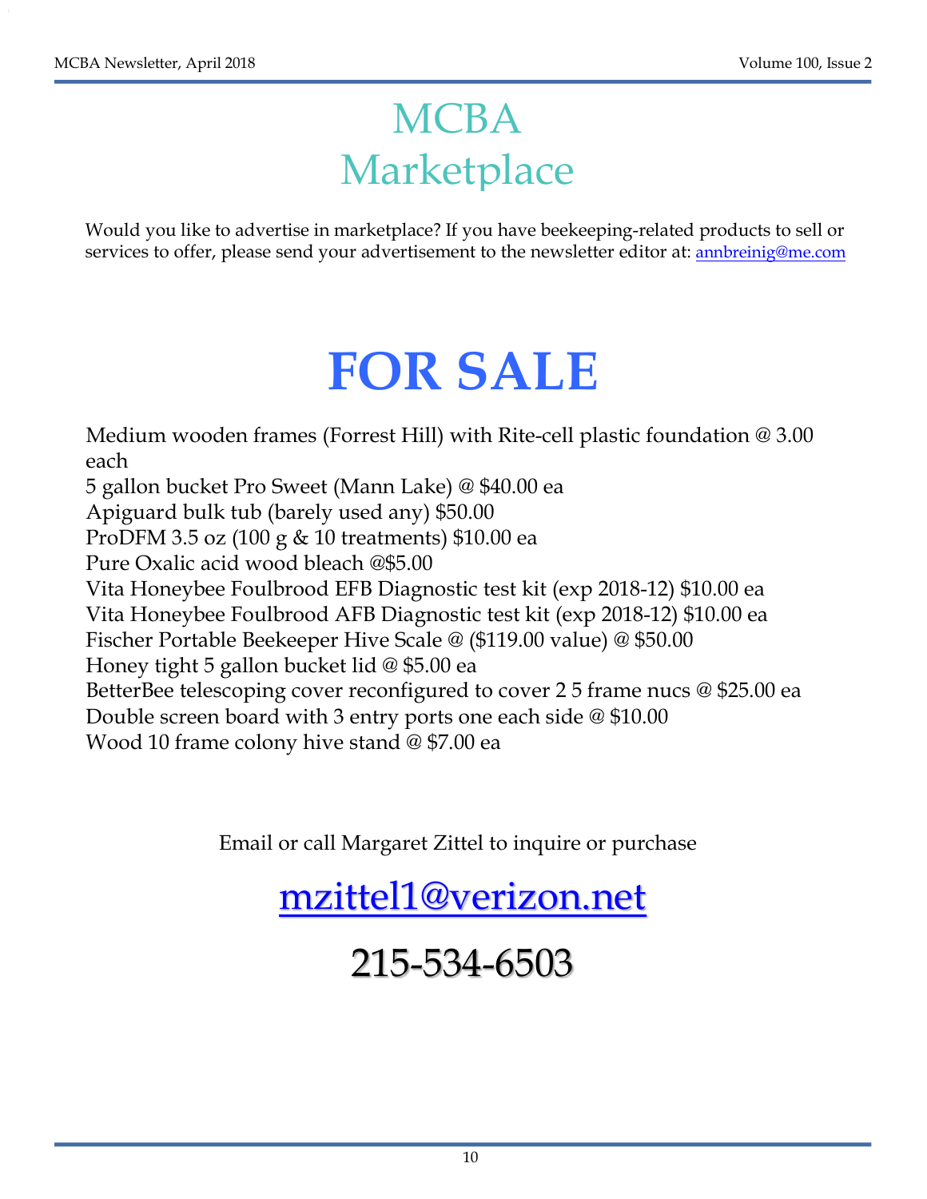# MCBA Marketplace

Would you like to advertise in marketplace? If you have beekeeping-related products to sell or services to offer, please send your advertisement to the newsletter editor at: annbreinig@me.com

# FOR SALE

Medium wooden frames (Forrest Hill) with Rite-cell plastic foundation @ 3.00 each
5 gallon bucket Pro Sweet (Mann Lake) @ $40.00 ea
Apiguard bulk tub (barely used any) $50.00
ProDFM 3.5 oz (100 g & 10 treatments) $10.00 ea
Pure Oxalic acid wood bleach @$5.00
Vita Honeybee Foulbrood EFB Diagnostic test kit (exp 2018-12) $10.00 ea
Vita Honeybee Foulbrood AFB Diagnostic test kit (exp 2018-12) $10.00 ea
Fischer Portable Beekeeper Hive Scale @ ($119.00 value) @ $50.00
Honey tight 5 gallon bucket lid @ $5.00 ea
BetterBee telescoping cover reconfigured to cover 2 5 frame nucs @ $25.00 ea
Double screen board with 3 entry ports one each side @ $10.00
Wood 10 frame colony hive stand @ $7.00 ea

Email or call Margaret Zittel to inquire or purchase

## mzittel1@verizon.net

## 215-534-6503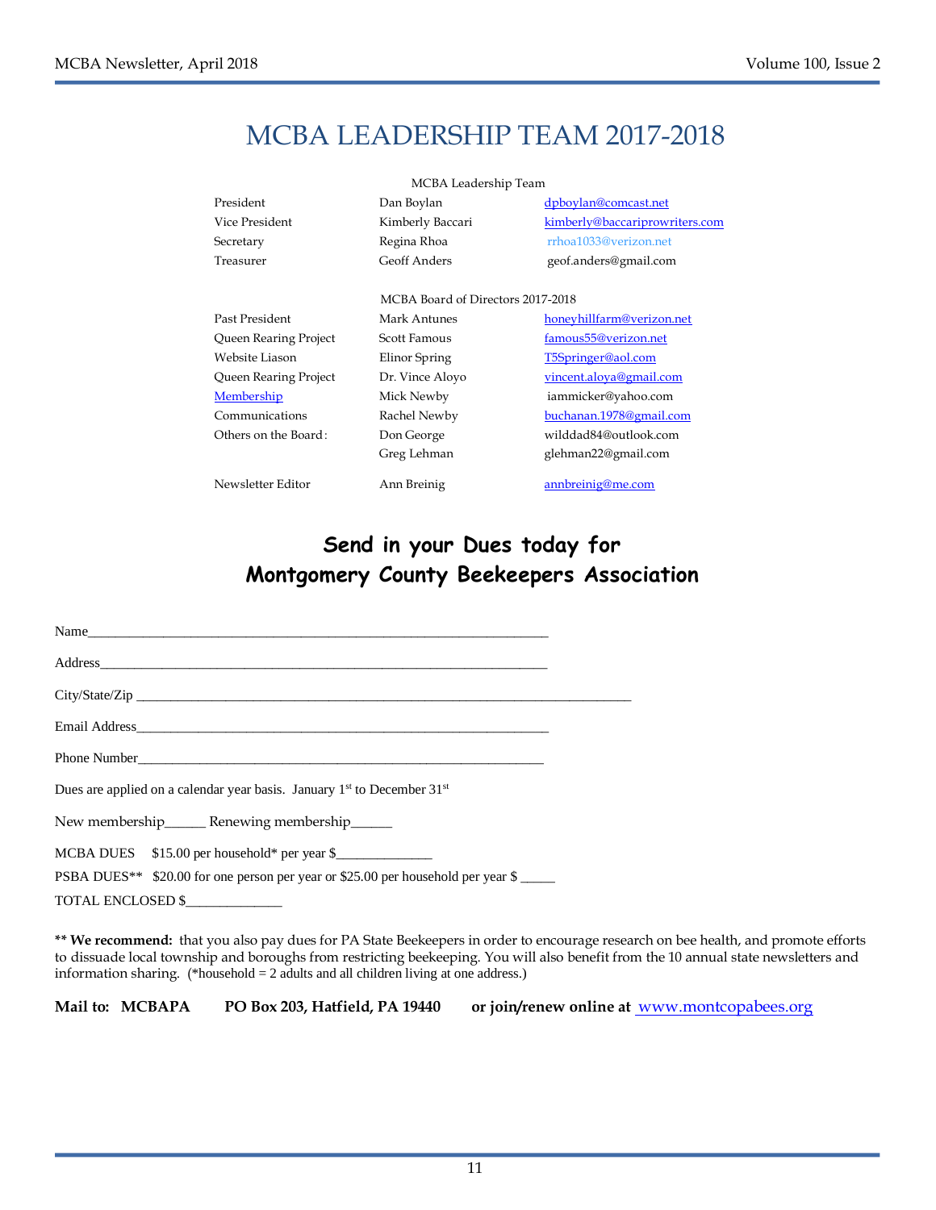# MCBA LEADERSHIP TEAM 2017-2018

| MCBA Leadership Team | | |
|---|---|---|
| President | Dan Boylan | dpboylan@comcast.net |
| Vice President | Kimberly Baccari | kimberly@baccariprowriters.com |
| Secretary | Regina Rhoa | rrhoa1033@verizon.net |
| Treasurer | Geoff Anders | geof.anders@gmail.com |
| **MCBA Board of Directors 2017-2018** | | |
| Past President | Mark Antunes | honeyhillfarm@verizon.net |
| Queen Rearing Project | Scott Famous | famous55@verizon.net |
| Website Liason | Elinor Spring | T5Springer@aol.com |
| Queen Rearing Project | Dr. Vince Aloyo | vincent.aloya@gmail.com |
| Membership | Mick Newby | iammicker@yahoo.com |
| Communications | Rachel Newby | buchanan.1978@gmail.com |
| Others on the Board: | Don George | wilddad84@outlook.com |
| | Greg Lehman | glehman22@gmail.com |
| Newsletter Editor | Ann Breinig | annbreinig@me.com |

## Send in your Dues today for Montgomery County Beekeepers Association

Name_______________________________________________________________

Address_____________________________________________________________

City/State/Zip ______________________________________________________________

Email Address_______________________________________________________

Phone Number_______________________________________________________

Dues are applied on a calendar year basis. January 1st to December 31st

New membership______ Renewing membership______

MCBA DUES $15.00 per household* per year $______________

PSBA DUES** $20.00 for one person per year or $25.00 per household per year $ _____

TOTAL ENCLOSED $______________

**** We recommend:** that you also pay dues for PA State Beekeepers in order to encourage research on bee health, and promote efforts to dissuade local township and boroughs from restricting beekeeping. You will also benefit from the 10 annual state newsletters and information sharing. (*household = 2 adults and all children living at one address.)

**Mail to: MCBAPA PO Box 203, Hatfield, PA 19440 or join/renew online at** www.montcopabees.org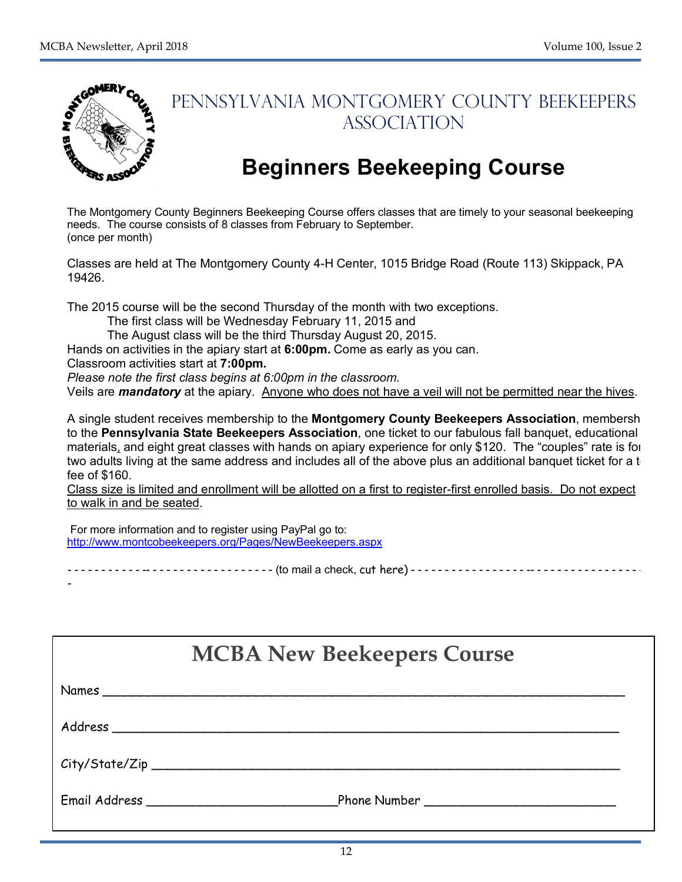# Pennsylvania Montgomery County Beekeepers Association

## Beginners Beekeeping Course

The Montgomery County Beginners Beekeeping Course offers classes that are timely to your seasonal beekeeping needs. The course consists of 8 classes from February to September. (once per month)

Classes are held at The Montgomery County 4-H Center, 1015 Bridge Road (Route 113) Skippack, PA 19426.

The 2015 course will be the second Thursday of the month with two exceptions.

The first class will be Wednesday February 11, 2015 and

The August class will be the third Thursday August 20, 2015.

Hands on activities in the apiary start at **6:00pm.** Come as early as you can.

Classroom activities start at **7:00pm.**

*Please note the first class begins at 6:00pm in the classroom.*

Veils are ***mandatory*** at the apiary. <u>Anyone who does not have a veil will not be permitted near the hives</u>.

A single student receives membership to the **Montgomery County Beekeepers Association**, membersh to the **Pennsylvania State Beekeepers Association**, one ticket to our fabulous fall banquet, educational materials, and eight great classes with hands on apiary experience for only $120. The "couples" rate is fo two adults living at the same address and includes all of the above plus an additional banquet ticket for a t fee of $160.

<u>Class size is limited and enrollment will be allotted on a first to register-first enrolled basis. Do not expect to walk in and be seated</u>.

For more information and to register using PayPal go to:
http://www.montcobeekeepers.org/Pages/NewBeekeepers.aspx

- - - - - - - - - - - - - - - - - - - - - - - - - - - - - - (to mail a check, cut here) - - - - - - - - - - - - - - - - - - - - - - - - - - - - - - - -

## MCBA New Beekeepers Course

Names ____________________________________________

Address ____________________________________________

City/State/Zip ____________________________________________

Email Address ______________________ Phone Number ______________________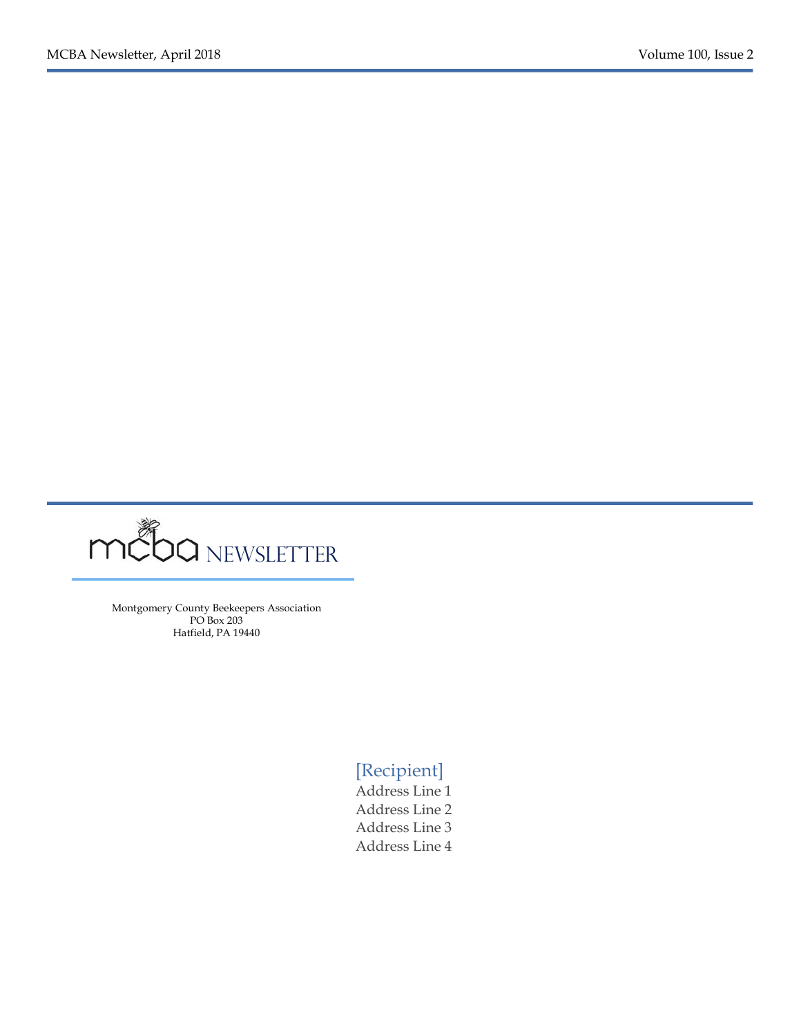mcba NEWSLETTER

Montgomery County Beekeepers Association
PO Box 203
Hatfield, PA 19440

[Recipient]
Address Line 1
Address Line 2
Address Line 3
Address Line 4